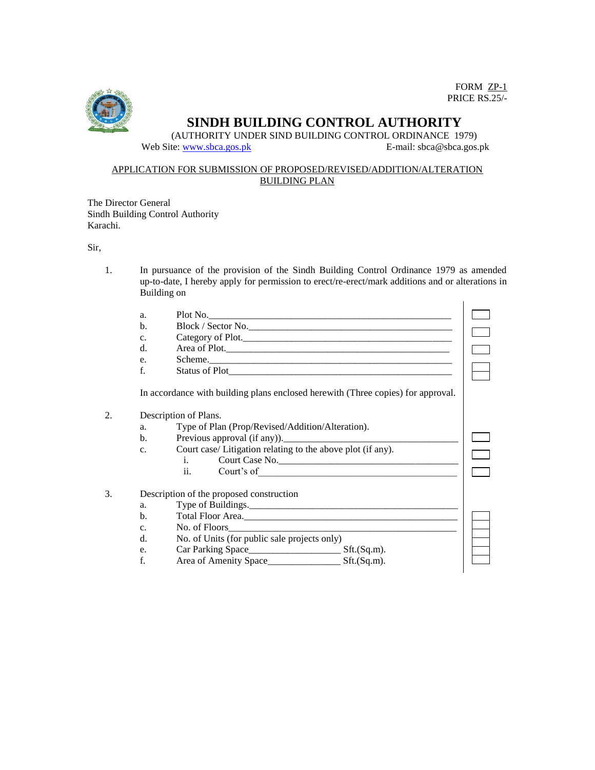FORM <u>ZP-1</u>
PRICE RS.25/-

# SINDH BUILDING CONTROL AUTHORITY

(AUTHORITY UNDER SIND BUILDING CONTROL ORDINANCE 1979)

Web Site: www.sbca.gos.pk E-mail: sbca@sbca.gos.pk

<u>APPLICATION FOR SUBMISSION OF PROPOSED/REVISED/ADDITION/ALTERATION BUILDING PLAN</u>

The Director General
Sindh Building Control Authority
Karachi.

Sir,

1. In pursuance of the provision of the Sindh Building Control Ordinance 1979 as amended up-to-date, I hereby apply for permission to erect/re-erect/mark additions and or alterations in Building on

   a. Plot No.____________________________________________________
   b. Block / Sector No.____________________________________________
   c. Category of Plot._____________________________________________
   d. Area of Plot.________________________________________________
   e. Scheme.____________________________________________________
   f. Status of Plot_______________________________________________

   In accordance with building plans enclosed herewith (Three copies) for approval.

2. Description of Plans.
   a. Type of Plan (Prop/Revised/Addition/Alteration).
   b. Previous approval (if any)).__________________________________
   c. Court case/ Litigation relating to the above plot (if any).
      i. Court Case No.____________________________________
      ii. Court's of_______________________________________

3. Description of the proposed construction
   a. Type of Buildings.___________________________________________
   b. Total Floor Area.___________________________________________
   c. No. of Floors_______________________________________________
   d. No. of Units (for public sale projects only)
   e. Car Parking Space__________________ Sft.(Sq.m).
   f. Area of Amenity Space______________ Sft.(Sq.m).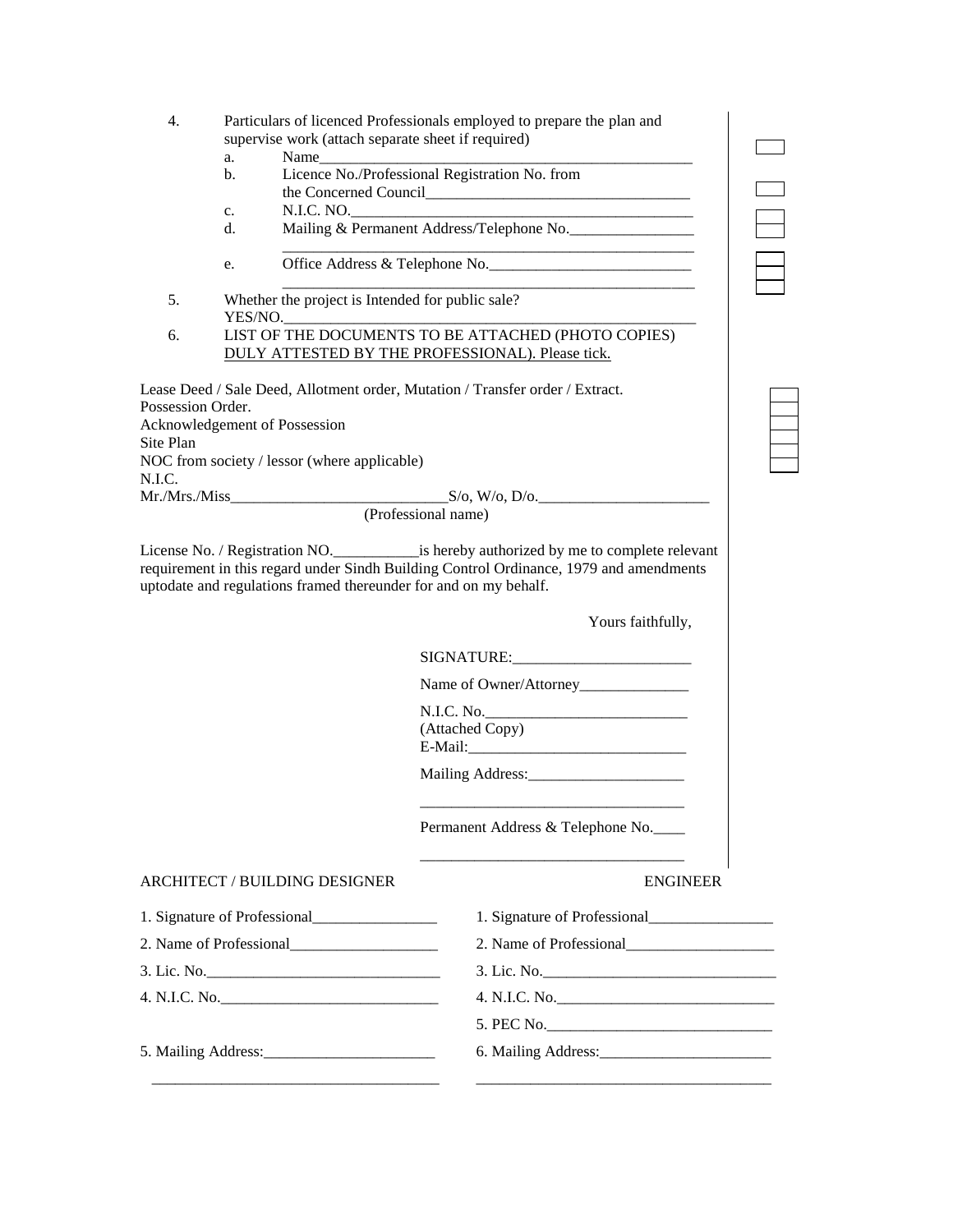4. Particulars of licenced Professionals employed to prepare the plan and supervise work (attach separate sheet if required)
   a. Name_______________________________________________
   b. Licence No./Professional Registration No. from the Concerned Council_________________________________
   c. N.I.C. NO.____________________________________________
   d. Mailing & Permanent Address/Telephone No.________________
      ________________________________________________________
   e. Office Address & Telephone No.__________________________
      ________________________________________________________
5. Whether the project is Intended for public sale?
   YES/NO.______________________________________________________
6. LIST OF THE DOCUMENTS TO BE ATTACHED (PHOTO COPIES) DULY ATTESTED BY THE PROFESSIONAL). Please tick.

Lease Deed / Sale Deed, Allotment order, Mutation / Transfer order / Extract.
Possession Order.
Acknowledgement of Possession
Site Plan
NOC from society / lessor (where applicable)
N.I.C.

Mr./Mrs./Miss___________________________S/o, W/o, D/o._____________________
(Professional name)

License No. / Registration NO.___________is hereby authorized by me to complete relevant requirement in this regard under Sindh Building Control Ordinance, 1979 and amendments uptodate and regulations framed thereunder for and on my behalf.

Yours faithfully,

SIGNATURE:_______________________

Name of Owner/Attorney______________

N.I.C. No.__________________________
(Attached Copy)
E-Mail:____________________________

Mailing Address:____________________
__________________________________

Permanent Address & Telephone No.____
__________________________________

**ARCHITECT / BUILDING DESIGNER**

1. Signature of Professional________________
2. Name of Professional___________________
3. Lic. No.______________________________
4. N.I.C. No.____________________________
5. Mailing Address:______________________
   ______________________________________

**ENGINEER**

1. Signature of Professional________________
2. Name of Professional___________________
3. Lic. No.______________________________
4. N.I.C. No.____________________________
5. PEC No.______________________________
6. Mailing Address:______________________
   ______________________________________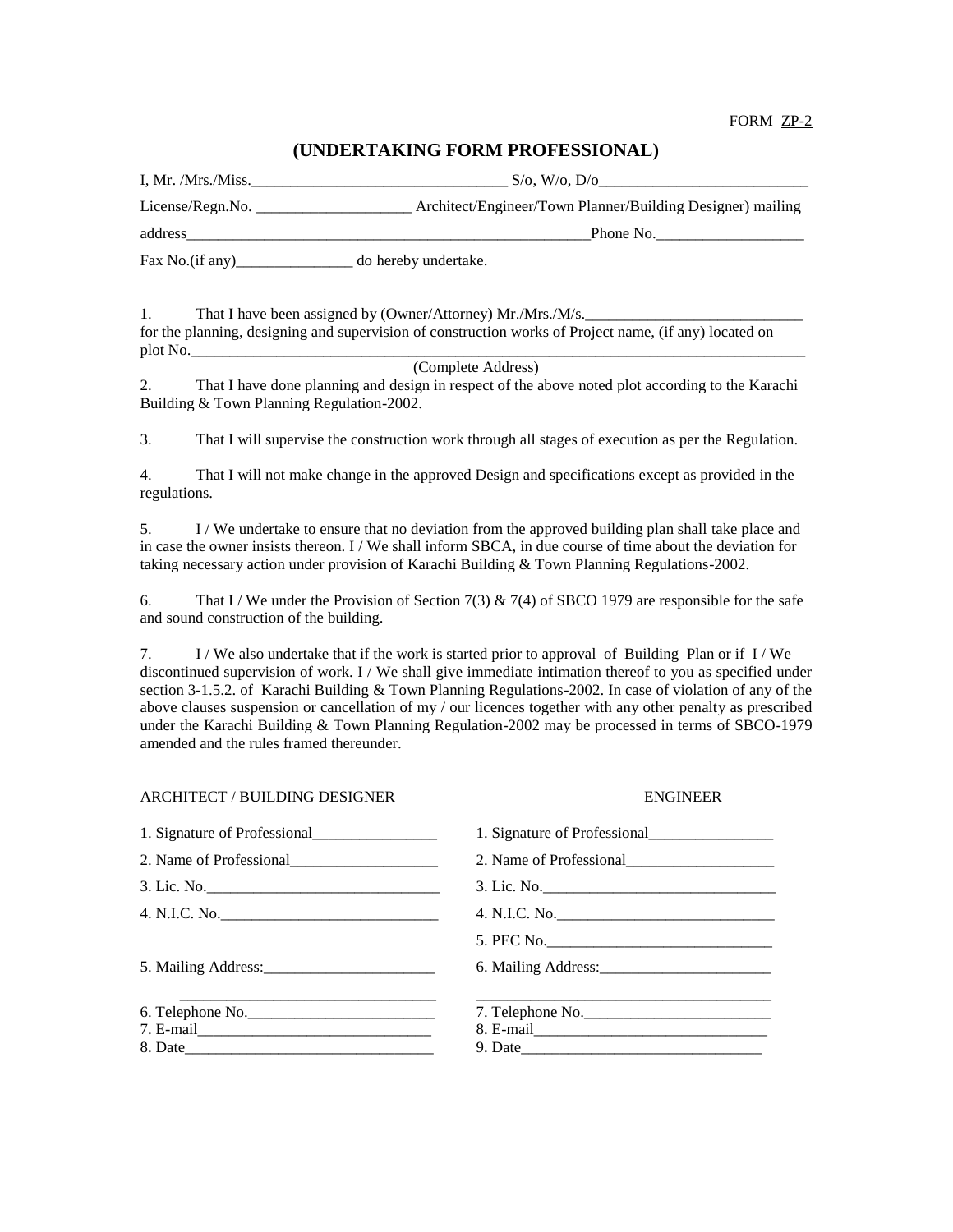FORM ZP-2

## (UNDERTAKING FORM PROFESSIONAL)

I, Mr. /Mrs./Miss.________________________________ S/o, W/o, D/o__________________________

License/Regn.No. ____________________ Architect/Engineer/Town Planner/Building Designer) mailing

address_______________________________________________________Phone No.___________________

Fax No.(if any)_______________ do hereby undertake.

1. That I have been assigned by (Owner/Attorney) Mr./Mrs./M/s.____________________________ for the planning, designing and supervision of construction works of Project name, (if any) located on plot No.___________________________________________________________________________

(Complete Address)

2. That I have done planning and design in respect of the above noted plot according to the Karachi Building & Town Planning Regulation-2002.

3. That I will supervise the construction work through all stages of execution as per the Regulation.

4. That I will not make change in the approved Design and specifications except as provided in the regulations.

5. I / We undertake to ensure that no deviation from the approved building plan shall take place and in case the owner insists thereon. I / We shall inform SBCA, in due course of time about the deviation for taking necessary action under provision of Karachi Building & Town Planning Regulations-2002.

6. That I / We under the Provision of Section 7(3) & 7(4) of SBCO 1979 are responsible for the safe and sound construction of the building.

7. I / We also undertake that if the work is started prior to approval of Building Plan or if I / We discontinued supervision of work. I / We shall give immediate intimation thereof to you as specified under section 3-1.5.2. of Karachi Building & Town Planning Regulations-2002. In case of violation of any of the above clauses suspension or cancellation of my / our licences together with any other penalty as prescribed under the Karachi Building & Town Planning Regulation-2002 may be processed in terms of SBCO-1979 amended and the rules framed thereunder.

| ARCHITECT / BUILDING DESIGNER | ENGINEER |
| --- | --- |
| 1. Signature of Professional________________ | 1. Signature of Professional________________ |
| 2. Name of Professional___________________ | 2. Name of Professional___________________ |
| 3. Lic. No.______________________________ | 3. Lic. No.______________________________ |
| 4. N.I.C. No.____________________________ | 4. N.I.C. No.____________________________ |
| | 5. PEC No._____________________________ |
| 5. Mailing Address:______________________ | 6. Mailing Address:______________________ |
| ________________________________ | ________________________________ |
| 6. Telephone No.________________________ | 7. Telephone No.________________________ |
| 7. E-mail______________________________ | 8. E-mail______________________________ |
| 8. Date_______________________________ | 9. Date_______________________________ |